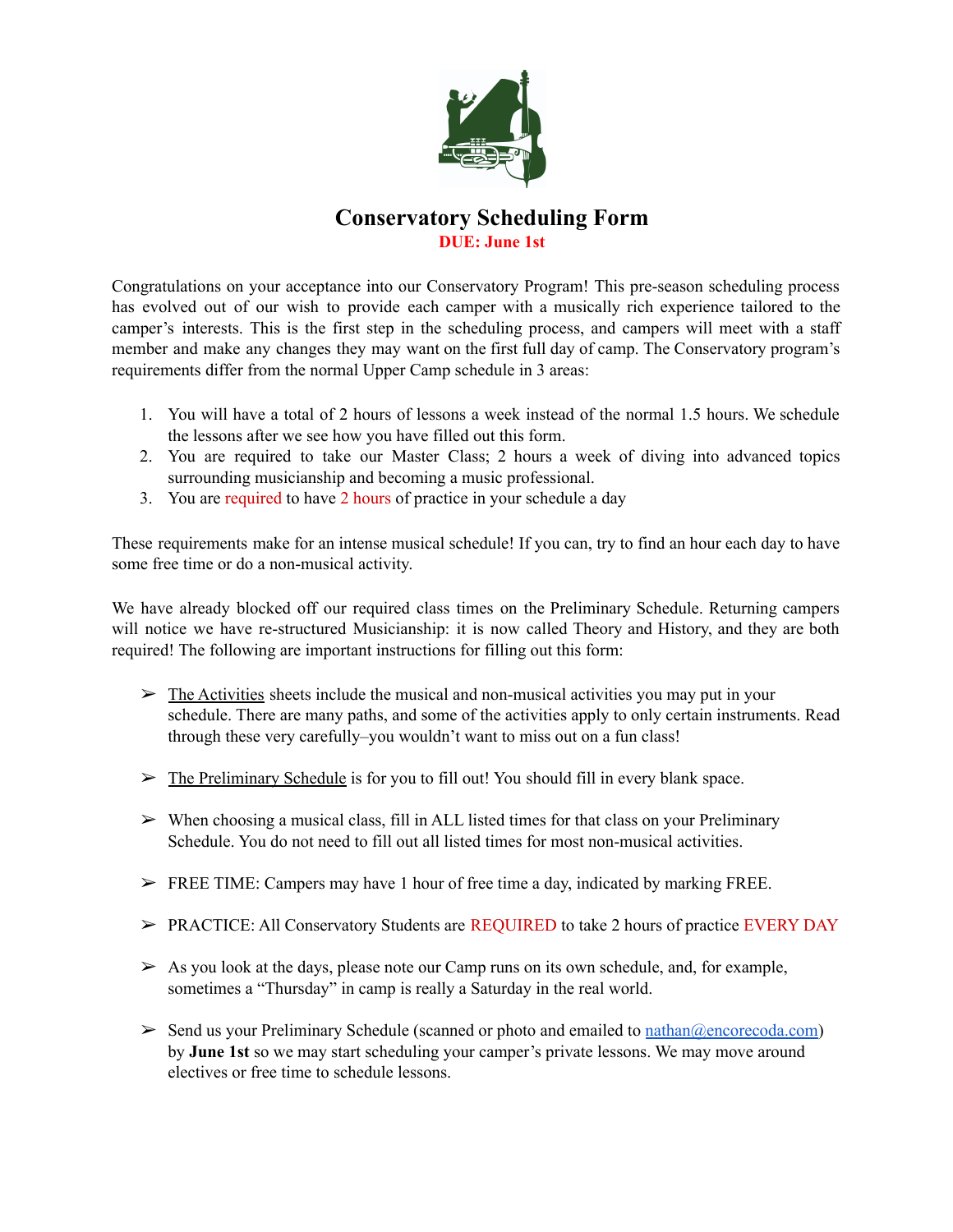# Conservatory Scheduling Form

**DUE: June 1st**

Congratulations on your acceptance into our Conservatory Program! This pre-season scheduling process has evolved out of our wish to provide each camper with a musically rich experience tailored to the camper's interests. This is the first step in the scheduling process, and campers will meet with a staff member and make any changes they may want on the first full day of camp. The Conservatory program's requirements differ from the normal Upper Camp schedule in 3 areas:

1. You will have a total of 2 hours of lessons a week instead of the normal 1.5 hours. We schedule the lessons after we see how you have filled out this form.
2. You are required to take our Master Class; 2 hours a week of diving into advanced topics surrounding musicianship and becoming a music professional.
3. You are required to have 2 hours of practice in your schedule a day

These requirements make for an intense musical schedule! If you can, try to find an hour each day to have some free time or do a non-musical activity.

We have already blocked off our required class times on the Preliminary Schedule. Returning campers will notice we have re-structured Musicianship: it is now called Theory and History, and they are both required! The following are important instructions for filling out this form:

- The Activities sheets include the musical and non-musical activities you may put in your schedule. There are many paths, and some of the activities apply to only certain instruments. Read through these very carefully–you wouldn't want to miss out on a fun class!
- The Preliminary Schedule is for you to fill out! You should fill in every blank space.
- When choosing a musical class, fill in ALL listed times for that class on your Preliminary Schedule. You do not need to fill out all listed times for most non-musical activities.
- FREE TIME: Campers may have 1 hour of free time a day, indicated by marking FREE.
- PRACTICE: All Conservatory Students are REQUIRED to take 2 hours of practice EVERY DAY
- As you look at the days, please note our Camp runs on its own schedule, and, for example, sometimes a "Thursday" in camp is really a Saturday in the real world.
- Send us your Preliminary Schedule (scanned or photo and emailed to nathan@encorecoda.com) by **June 1st** so we may start scheduling your camper's private lessons. We may move around electives or free time to schedule lessons.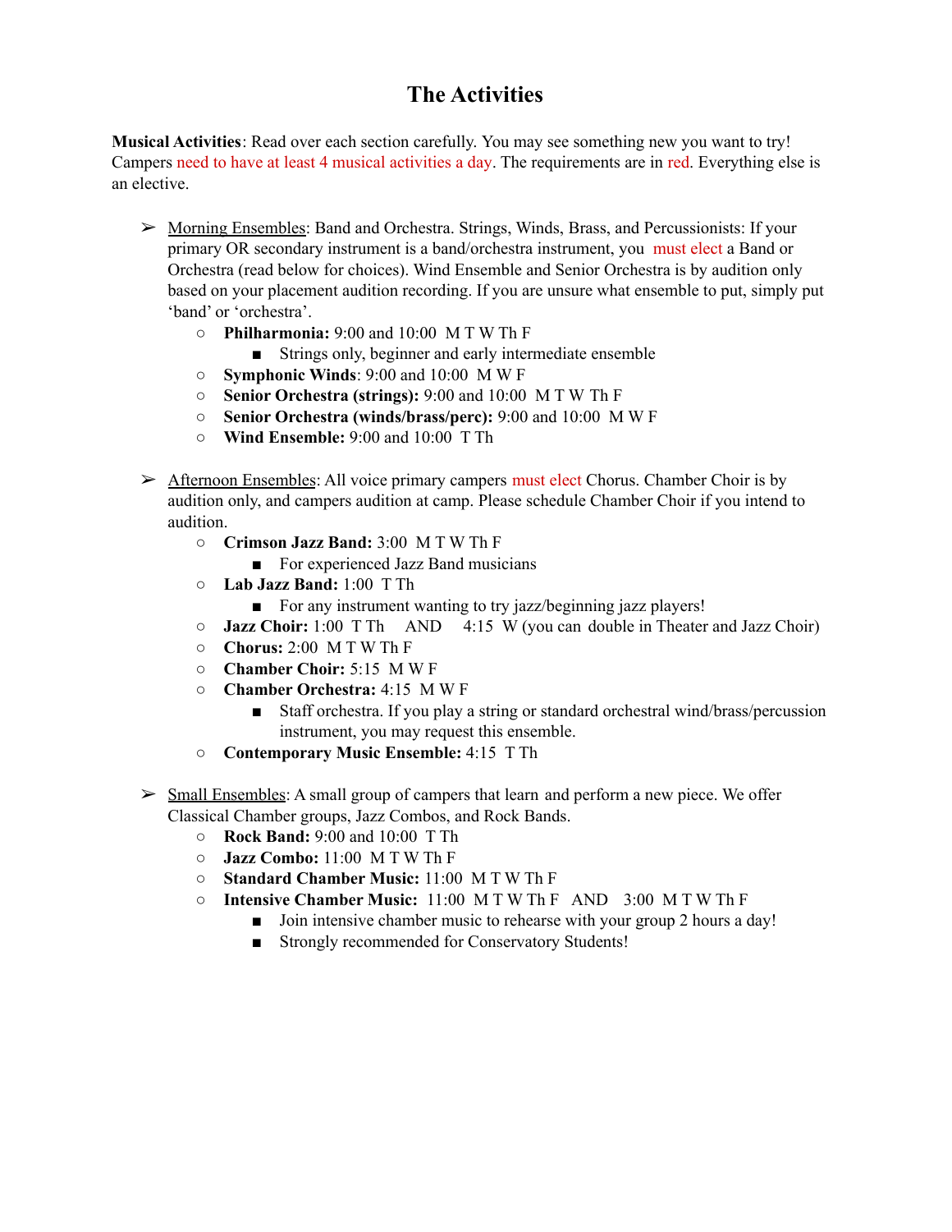# The Activities

**Musical Activities**: Read over each section carefully. You may see something new you want to try! Campers need to have at least 4 musical activities a day. The requirements are in red. Everything else is an elective.

- Morning Ensembles: Band and Orchestra. Strings, Winds, Brass, and Percussionists: If your primary OR secondary instrument is a band/orchestra instrument, you must elect a Band or Orchestra (read below for choices). Wind Ensemble and Senior Orchestra is by audition only based on your placement audition recording. If you are unsure what ensemble to put, simply put 'band' or 'orchestra'.
  - **Philharmonia:** 9:00 and 10:00 M T W Th F
    - Strings only, beginner and early intermediate ensemble
  - **Symphonic Winds**: 9:00 and 10:00 M W F
  - **Senior Orchestra (strings):** 9:00 and 10:00 M T W Th F
  - **Senior Orchestra (winds/brass/perc):** 9:00 and 10:00 M W F
  - **Wind Ensemble:** 9:00 and 10:00 T Th

- Afternoon Ensembles: All voice primary campers must elect Chorus. Chamber Choir is by audition only, and campers audition at camp. Please schedule Chamber Choir if you intend to audition.
  - **Crimson Jazz Band:** 3:00 M T W Th F
    - For experienced Jazz Band musicians
  - **Lab Jazz Band:** 1:00 T Th
    - For any instrument wanting to try jazz/beginning jazz players!
  - **Jazz Choir:** 1:00 T Th AND 4:15 W (you can double in Theater and Jazz Choir)
  - **Chorus:** 2:00 M T W Th F
  - **Chamber Choir:** 5:15 M W F
  - **Chamber Orchestra:** 4:15 M W F
    - Staff orchestra. If you play a string or standard orchestral wind/brass/percussion instrument, you may request this ensemble.
  - **Contemporary Music Ensemble:** 4:15 T Th

- Small Ensembles: A small group of campers that learn and perform a new piece. We offer Classical Chamber groups, Jazz Combos, and Rock Bands.
  - **Rock Band:** 9:00 and 10:00 T Th
  - **Jazz Combo:** 11:00 M T W Th F
  - **Standard Chamber Music:** 11:00 M T W Th F
  - **Intensive Chamber Music:** 11:00 M T W Th F AND 3:00 M T W Th F
    - Join intensive chamber music to rehearse with your group 2 hours a day!
    - Strongly recommended for Conservatory Students!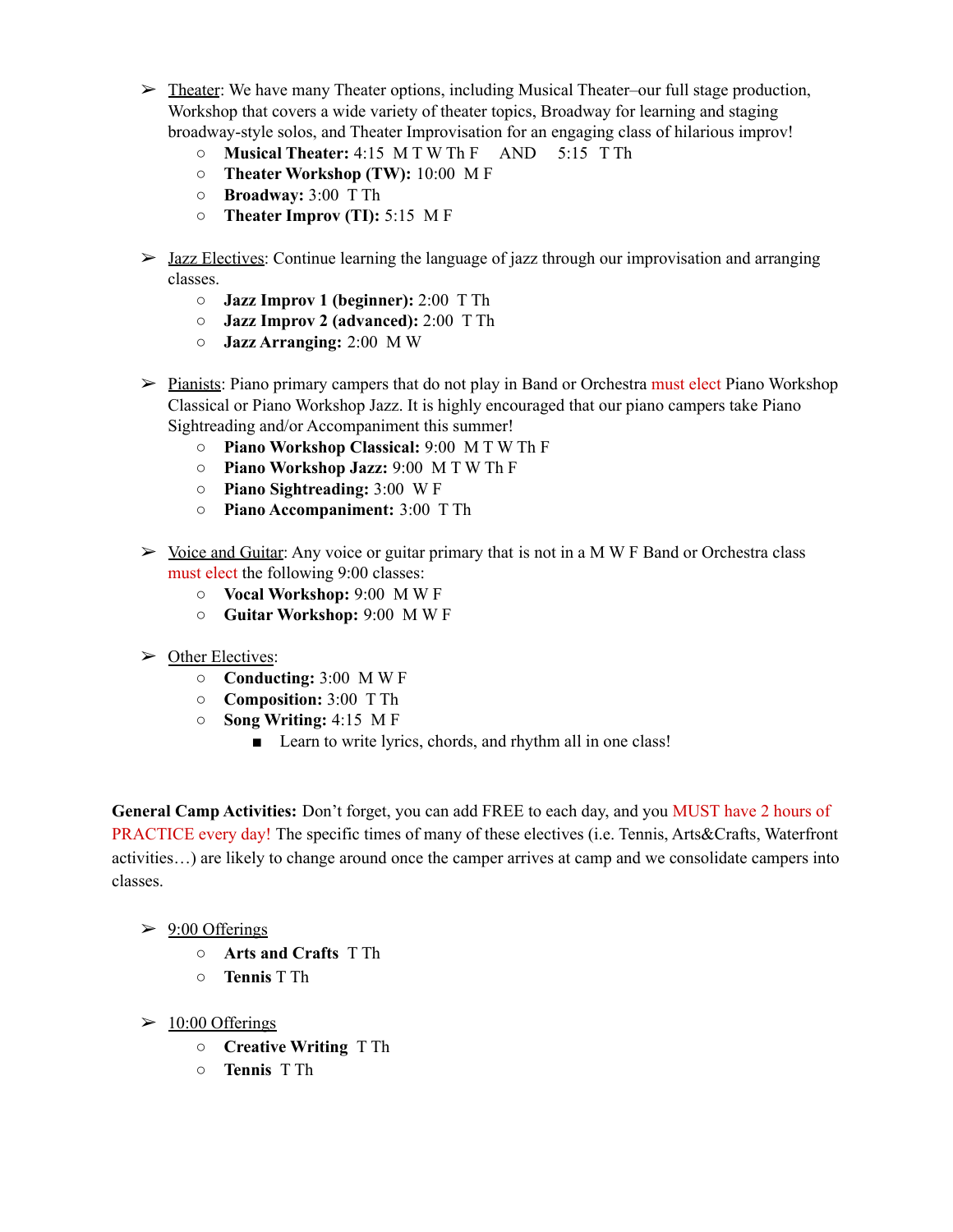- <u>Theater</u>: We have many Theater options, including Musical Theater–our full stage production, Workshop that covers a wide variety of theater topics, Broadway for learning and staging broadway-style solos, and Theater Improvisation for an engaging class of hilarious improv!
  - **Musical Theater:** 4:15 M T W Th F AND 5:15 T Th
  - **Theater Workshop (TW):** 10:00 M F
  - **Broadway:** 3:00 T Th
  - **Theater Improv (TI):** 5:15 M F

- <u>Jazz Electives</u>: Continue learning the language of jazz through our improvisation and arranging classes.
  - **Jazz Improv 1 (beginner):** 2:00 T Th
  - **Jazz Improv 2 (advanced):** 2:00 T Th
  - **Jazz Arranging:** 2:00 M W

- <u>Pianists</u>: Piano primary campers that do not play in Band or Orchestra must elect Piano Workshop Classical or Piano Workshop Jazz. It is highly encouraged that our piano campers take Piano Sightreading and/or Accompaniment this summer!
  - **Piano Workshop Classical:** 9:00 M T W Th F
  - **Piano Workshop Jazz:** 9:00 M T W Th F
  - **Piano Sightreading:** 3:00 W F
  - **Piano Accompaniment:** 3:00 T Th

- <u>Voice and Guitar</u>: Any voice or guitar primary that is not in a M W F Band or Orchestra class must elect the following 9:00 classes:
  - **Vocal Workshop:** 9:00 M W F
  - **Guitar Workshop:** 9:00 M W F

- <u>Other Electives</u>:
  - **Conducting:** 3:00 M W F
  - **Composition:** 3:00 T Th
  - **Song Writing:** 4:15 M F
    - Learn to write lyrics, chords, and rhythm all in one class!

**General Camp Activities:** Don't forget, you can add FREE to each day, and you MUST have 2 hours of PRACTICE every day! The specific times of many of these electives (i.e. Tennis, Arts&Crafts, Waterfront activities…) are likely to change around once the camper arrives at camp and we consolidate campers into classes.

- <u>9:00 Offerings</u>
  - **Arts and Crafts** T Th
  - **Tennis** T Th

- <u>10:00 Offerings</u>
  - **Creative Writing** T Th
  - **Tennis** T Th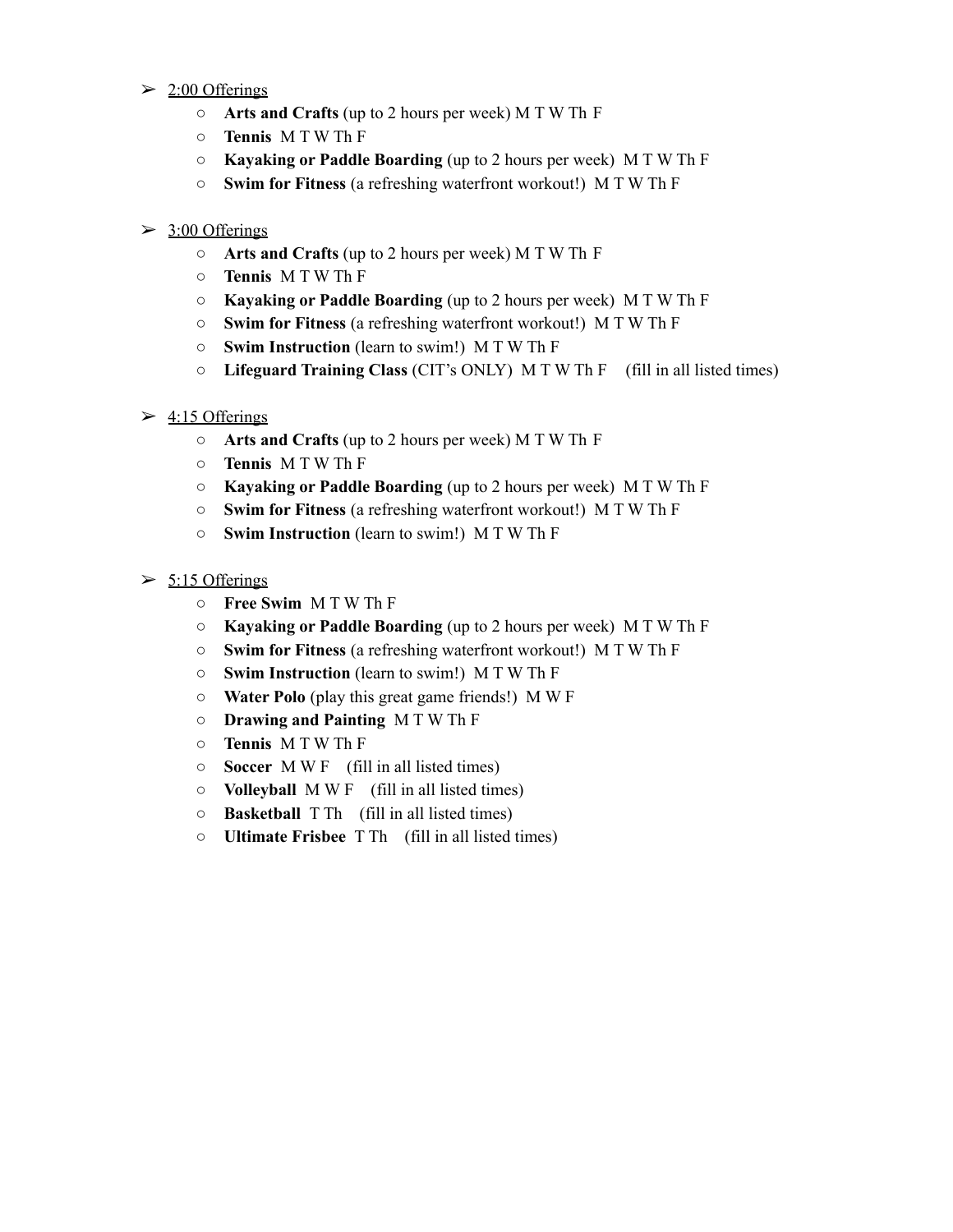- <u>2:00 Offerings</u>
  - **Arts and Crafts** (up to 2 hours per week) M T W Th F
  - **Tennis** M T W Th F
  - **Kayaking or Paddle Boarding** (up to 2 hours per week) M T W Th F
  - **Swim for Fitness** (a refreshing waterfront workout!) M T W Th F

- <u>3:00 Offerings</u>
  - **Arts and Crafts** (up to 2 hours per week) M T W Th F
  - **Tennis** M T W Th F
  - **Kayaking or Paddle Boarding** (up to 2 hours per week) M T W Th F
  - **Swim for Fitness** (a refreshing waterfront workout!) M T W Th F
  - **Swim Instruction** (learn to swim!) M T W Th F
  - **Lifeguard Training Class** (CIT's ONLY) M T W Th F (fill in all listed times)

- <u>4:15 Offerings</u>
  - **Arts and Crafts** (up to 2 hours per week) M T W Th F
  - **Tennis** M T W Th F
  - **Kayaking or Paddle Boarding** (up to 2 hours per week) M T W Th F
  - **Swim for Fitness** (a refreshing waterfront workout!) M T W Th F
  - **Swim Instruction** (learn to swim!) M T W Th F

- <u>5:15 Offerings</u>
  - **Free Swim** M T W Th F
  - **Kayaking or Paddle Boarding** (up to 2 hours per week) M T W Th F
  - **Swim for Fitness** (a refreshing waterfront workout!) M T W Th F
  - **Swim Instruction** (learn to swim!) M T W Th F
  - **Water Polo** (play this great game friends!) M W F
  - **Drawing and Painting** M T W Th F
  - **Tennis** M T W Th F
  - **Soccer** M W F (fill in all listed times)
  - **Volleyball** M W F (fill in all listed times)
  - **Basketball** T Th (fill in all listed times)
  - **Ultimate Frisbee** T Th (fill in all listed times)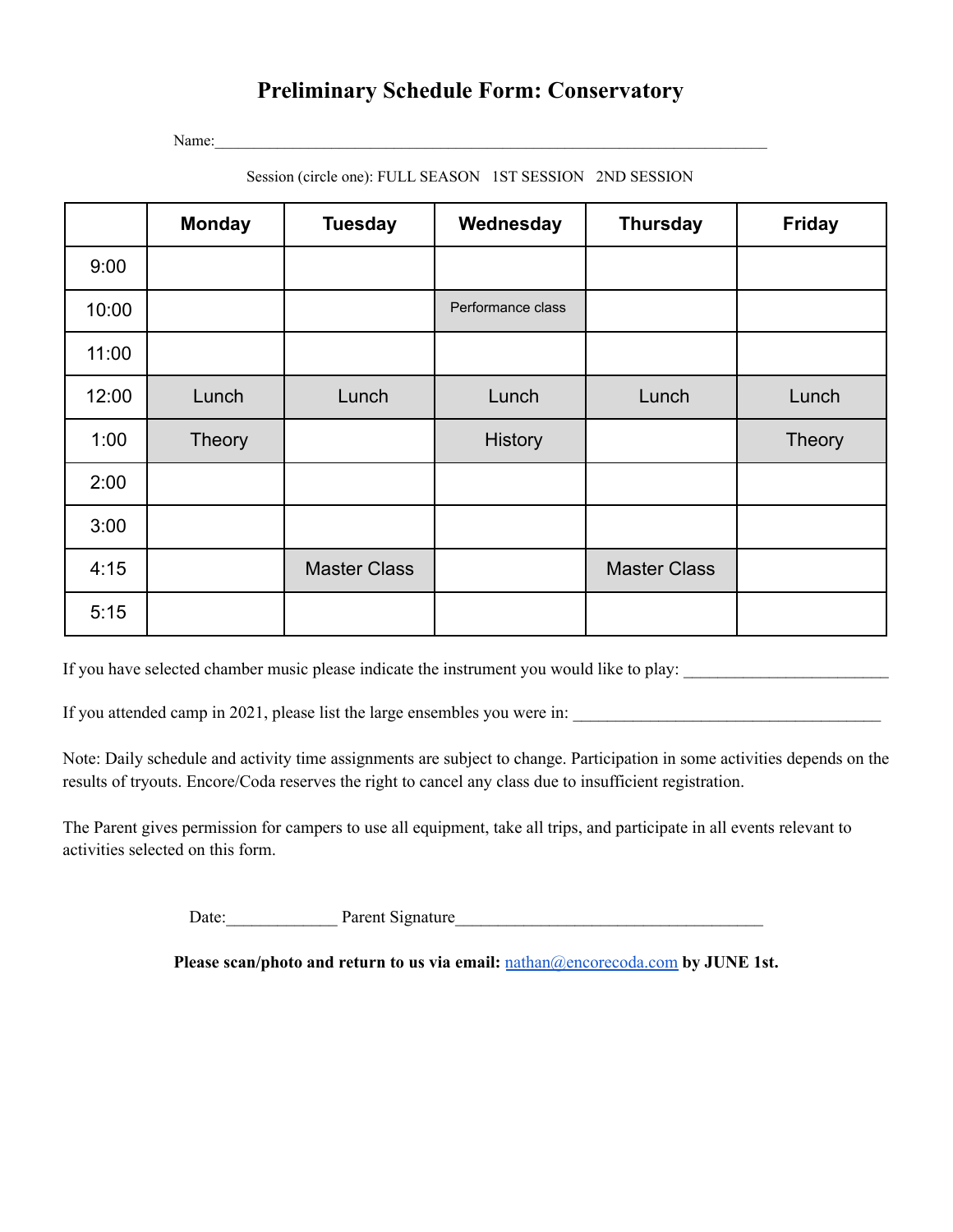# Preliminary Schedule Form: Conservatory

Name:___________________________________________________________________________

Session (circle one): FULL SEASON 1ST SESSION 2ND SESSION

| | Monday | Tuesday | Wednesday | Thursday | Friday |
|---|---|---|---|---|---|
| 9:00 | | | | | |
| 10:00 | | | Performance class | | |
| 11:00 | | | | | |
| 12:00 | Lunch | Lunch | Lunch | Lunch | Lunch |
| 1:00 | Theory | | History | | Theory |
| 2:00 | | | | | |
| 3:00 | | | | | |
| 4:15 | | Master Class | | Master Class | |
| 5:15 | | | | | |

If you have selected chamber music please indicate the instrument you would like to play: _________________________

If you attended camp in 2021, please list the large ensembles you were in: _____________________________________

Note: Daily schedule and activity time assignments are subject to change. Participation in some activities depends on the results of tryouts. Encore/Coda reserves the right to cancel any class due to insufficient registration.

The Parent gives permission for campers to use all equipment, take all trips, and participate in all events relevant to activities selected on this form.

Date:_____________ Parent Signature_____________________________________

**Please scan/photo and return to us via email:** nathan@encorecoda.com **by JUNE 1st.**